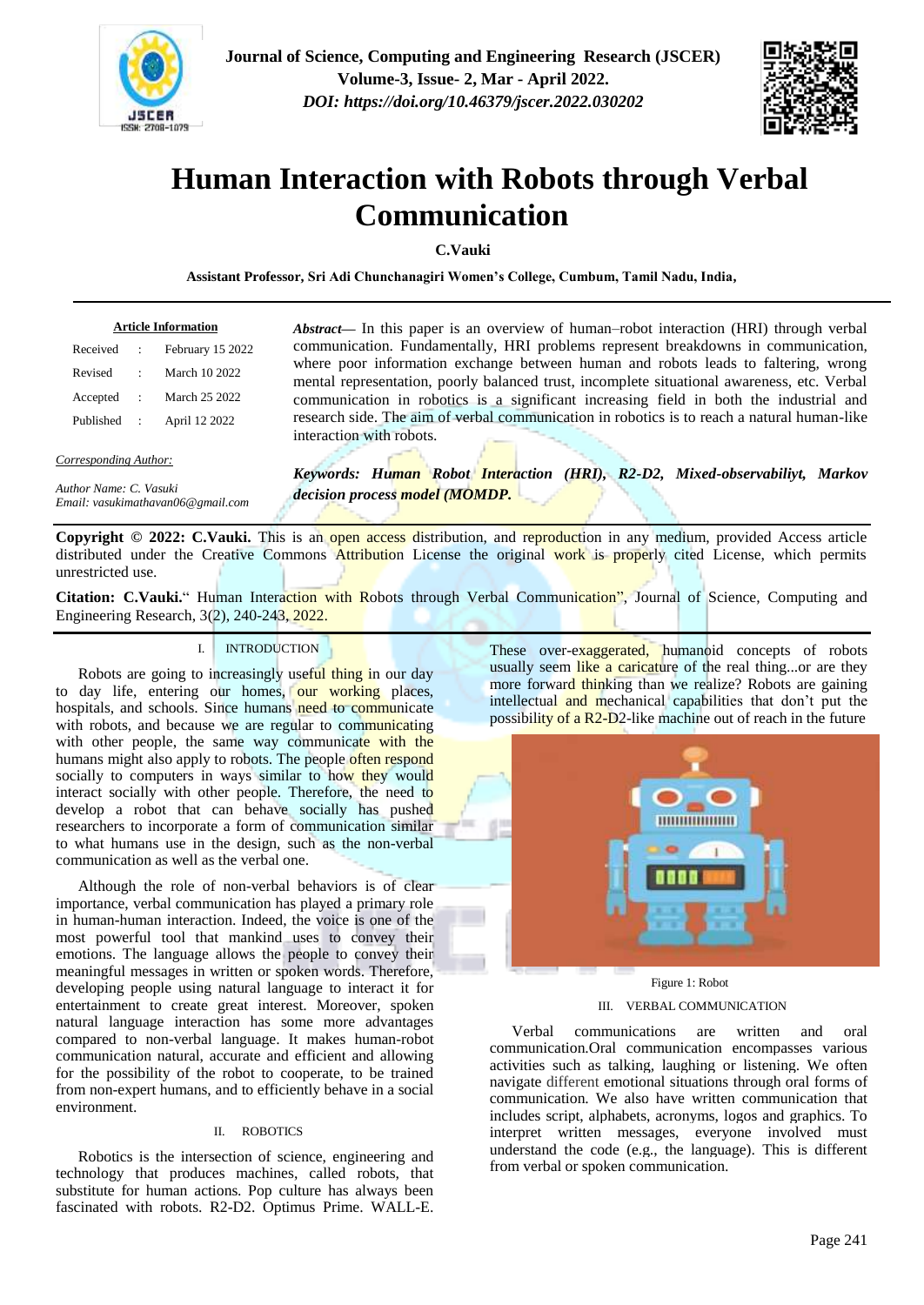# Human Interaction with Robots through Verbal Communication

**C.Vauki**

**Assistant Professor, Sri Adi Chunchanagiri Women's College, Cumbum, Tamil Nadu, India,**

**Article Information**

| Received | : | February 15 2022 |
|---|---|---|
| Revised | : | March 10 2022 |
| Accepted | : | March 25 2022 |
| Published | : | April 12 2022 |

*Corresponding Author:*

*Author Name: C. Vasuki*
*Email: vasukimathavan06@gmail.com*

***Abstract***— In this paper is an overview of human–robot interaction (HRI) through verbal communication. Fundamentally, HRI problems represent breakdowns in communication, where poor information exchange between human and robots leads to faltering, wrong mental representation, poorly balanced trust, incomplete situational awareness, etc. Verbal communication in robotics is a significant increasing field in both the industrial and research side. The aim of verbal communication in robotics is to reach a natural human-like interaction with robots.

***Keywords: Human Robot Interaction (HRI), R2-D2, Mixed-observabiliyt, Markov decision process model (MOMDP.***

**Copyright © 2022: C.Vauki.** This is an open access distribution, and reproduction in any medium, provided Access article distributed under the Creative Commons Attribution License the original work is properly cited License, which permits unrestricted use.

**Citation: C.Vauki.**" Human Interaction with Robots through Verbal Communication", Journal of Science, Computing and Engineering Research, 3(2), 240-243, 2022.

## I. INTRODUCTION

Robots are going to increasingly useful thing in our day to day life, entering our homes, our working places, hospitals, and schools. Since humans need to communicate with robots, and because we are regular to communicating with other people, the same way communicate with the humans might also apply to robots. The people often respond socially to computers in ways similar to how they would interact socially with other people. Therefore, the need to develop a robot that can behave socially has pushed researchers to incorporate a form of communication similar to what humans use in the design, such as the non-verbal communication as well as the verbal one.

Although the role of non-verbal behaviors is of clear importance, verbal communication has played a primary role in human-human interaction. Indeed, the voice is one of the most powerful tool that mankind uses to convey their emotions. The language allows the people to convey their meaningful messages in written or spoken words. Therefore, developing people using natural language to interact it for entertainment to create great interest. Moreover, spoken natural language interaction has some more advantages compared to non-verbal language. It makes human-robot communication natural, accurate and efficient and allowing for the possibility of the robot to cooperate, to be trained from non-expert humans, and to efficiently behave in a social environment.

## II. ROBOTICS

Robotics is the intersection of science, engineering and technology that produces machines, called robots, that substitute for human actions. Pop culture has always been fascinated with robots. R2-D2. Optimus Prime. WALL-E. These over-exaggerated, humanoid concepts of robots usually seem like a caricature of the real thing...or are they more forward thinking than we realize? Robots are gaining intellectual and mechanical capabilities that don't put the possibility of a R2-D2-like machine out of reach in the future

Figure 1: Robot

## III. VERBAL COMMUNICATION

Verbal communications are written and oral communication.Oral communication encompasses various activities such as talking, laughing or listening. We often navigate different emotional situations through oral forms of communication. We also have written communication that includes script, alphabets, acronyms, logos and graphics. To interpret written messages, everyone involved must understand the code (e.g., the language). This is different from verbal or spoken communication.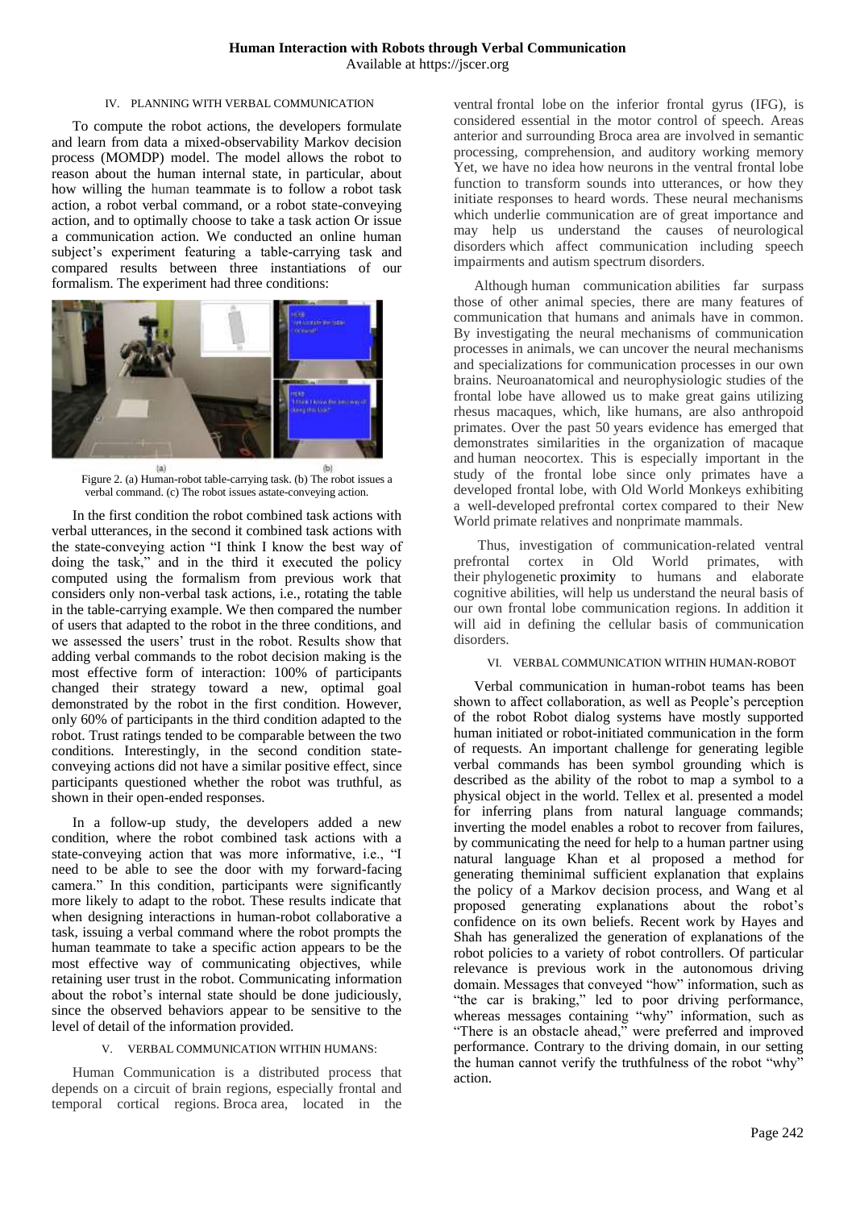## IV. PLANNING WITH VERBAL COMMUNICATION

To compute the robot actions, the developers formulate and learn from data a mixed-observability Markov decision process (MOMDP) model. The model allows the robot to reason about the human internal state, in particular, about how willing the human teammate is to follow a robot task action, a robot verbal command, or a robot state-conveying action, and to optimally choose to take a task action Or issue a communication action. We conducted an online human subject's experiment featuring a table-carrying task and compared results between three instantiations of our formalism. The experiment had three conditions:

Figure 2. (a) Human-robot table-carrying task. (b) The robot issues a verbal command. (c) The robot issues astate-conveying action.

In the first condition the robot combined task actions with verbal utterances, in the second it combined task actions with the state-conveying action "I think I know the best way of doing the task," and in the third it executed the policy computed using the formalism from previous work that considers only non-verbal task actions, i.e., rotating the table in the table-carrying example. We then compared the number of users that adapted to the robot in the three conditions, and we assessed the users' trust in the robot. Results show that adding verbal commands to the robot decision making is the most effective form of interaction: 100% of participants changed their strategy toward a new, optimal goal demonstrated by the robot in the first condition. However, only 60% of participants in the third condition adapted to the robot. Trust ratings tended to be comparable between the two conditions. Interestingly, in the second condition state-conveying actions did not have a similar positive effect, since participants questioned whether the robot was truthful, as shown in their open-ended responses.

In a follow-up study, the developers added a new condition, where the robot combined task actions with a state-conveying action that was more informative, i.e., "I need to be able to see the door with my forward-facing camera." In this condition, participants were significantly more likely to adapt to the robot. These results indicate that when designing interactions in human-robot collaborative a task, issuing a verbal command where the robot prompts the human teammate to take a specific action appears to be the most effective way of communicating objectives, while retaining user trust in the robot. Communicating information about the robot's internal state should be done judiciously, since the observed behaviors appear to be sensitive to the level of detail of the information provided.

## V. VERBAL COMMUNICATION WITHIN HUMANS:

Human Communication is a distributed process that depends on a circuit of brain regions, especially frontal and temporal cortical regions. Broca area, located in the ventral frontal lobe on the inferior frontal gyrus (IFG), is considered essential in the motor control of speech. Areas anterior and surrounding Broca area are involved in semantic processing, comprehension, and auditory working memory Yet, we have no idea how neurons in the ventral frontal lobe function to transform sounds into utterances, or how they initiate responses to heard words. These neural mechanisms which underlie communication are of great importance and may help us understand the causes of neurological disorders which affect communication including speech impairments and autism spectrum disorders.

Although human communication abilities far surpass those of other animal species, there are many features of communication that humans and animals have in common. By investigating the neural mechanisms of communication processes in animals, we can uncover the neural mechanisms and specializations for communication processes in our own brains. Neuroanatomical and neurophysiologic studies of the frontal lobe have allowed us to make great gains utilizing rhesus macaques, which, like humans, are also anthropoid primates. Over the past 50 years evidence has emerged that demonstrates similarities in the organization of macaque and human neocortex. This is especially important in the study of the frontal lobe since only primates have a developed frontal lobe, with Old World Monkeys exhibiting a well-developed prefrontal cortex compared to their New World primate relatives and nonprimate mammals.

Thus, investigation of communication-related ventral prefrontal cortex in Old World primates, with their phylogenetic proximity to humans and elaborate cognitive abilities, will help us understand the neural basis of our own frontal lobe communication regions. In addition it will aid in defining the cellular basis of communication disorders.

## VI. VERBAL COMMUNICATION WITHIN HUMAN-ROBOT

Verbal communication in human-robot teams has been shown to affect collaboration, as well as People's perception of the robot Robot dialog systems have mostly supported human initiated or robot-initiated communication in the form of requests. An important challenge for generating legible verbal commands has been symbol grounding which is described as the ability of the robot to map a symbol to a physical object in the world. Tellex et al. presented a model for inferring plans from natural language commands; inverting the model enables a robot to recover from failures, by communicating the need for help to a human partner using natural language Khan et al proposed a method for generating theminimal sufficient explanation that explains the policy of a Markov decision process, and Wang et al proposed generating explanations about the robot's confidence on its own beliefs. Recent work by Hayes and Shah has generalized the generation of explanations of the robot policies to a variety of robot controllers. Of particular relevance is previous work in the autonomous driving domain. Messages that conveyed "how" information, such as "the car is braking," led to poor driving performance, whereas messages containing "why" information, such as "There is an obstacle ahead," were preferred and improved performance. Contrary to the driving domain, in our setting the human cannot verify the truthfulness of the robot "why" action.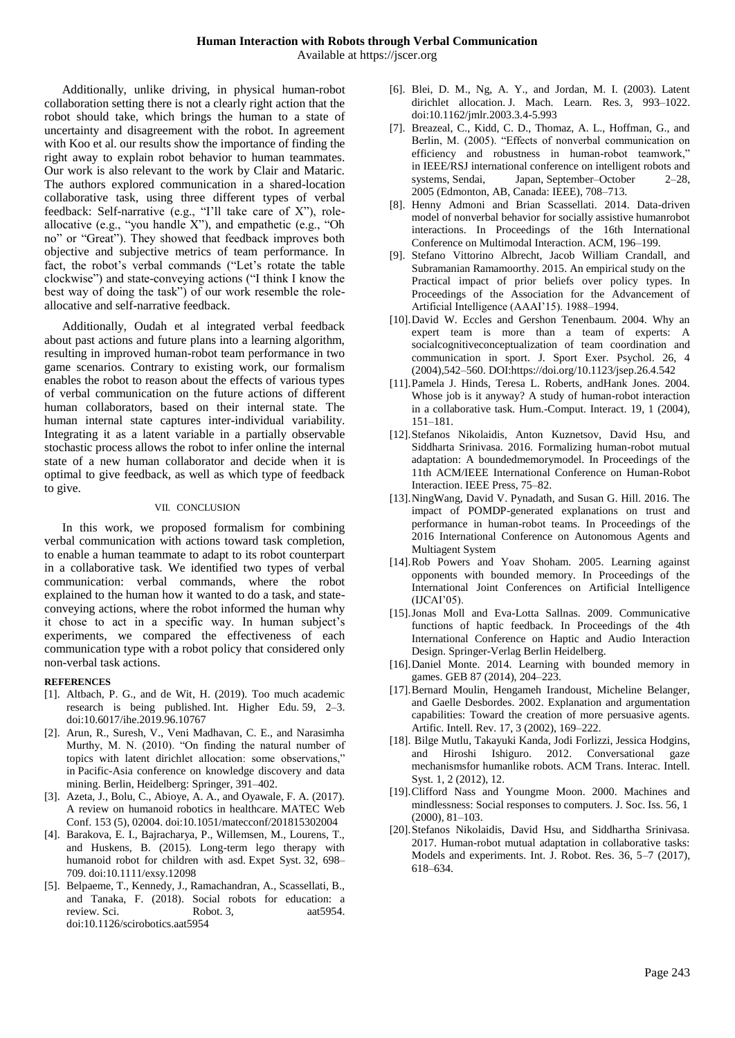Additionally, unlike driving, in physical human-robot collaboration setting there is not a clearly right action that the robot should take, which brings the human to a state of uncertainty and disagreement with the robot. In agreement with Koo et al. our results show the importance of finding the right away to explain robot behavior to human teammates. Our work is also relevant to the work by Clair and Mataric. The authors explored communication in a shared-location collaborative task, using three different types of verbal feedback: Self-narrative (e.g., "I'll take care of X"), role-allocative (e.g., "you handle X"), and empathetic (e.g., "Oh no" or "Great"). They showed that feedback improves both objective and subjective metrics of team performance. In fact, the robot's verbal commands ("Let's rotate the table clockwise") and state-conveying actions ("I think I know the best way of doing the task") of our work resemble the role-allocative and self-narrative feedback.

Additionally, Oudah et al integrated verbal feedback about past actions and future plans into a learning algorithm, resulting in improved human-robot team performance in two game scenarios. Contrary to existing work, our formalism enables the robot to reason about the effects of various types of verbal communication on the future actions of different human collaborators, based on their internal state. The human internal state captures inter-individual variability. Integrating it as a latent variable in a partially observable stochastic process allows the robot to infer online the internal state of a new human collaborator and decide when it is optimal to give feedback, as well as which type of feedback to give.

## VII. CONCLUSION

In this work, we proposed formalism for combining verbal communication with actions toward task completion, to enable a human teammate to adapt to its robot counterpart in a collaborative task. We identified two types of verbal communication: verbal commands, where the robot explained to the human how it wanted to do a task, and state-conveying actions, where the robot informed the human why it chose to act in a specific way. In human subject's experiments, we compared the effectiveness of each communication type with a robot policy that considered only non-verbal task actions.

**REFERENCES**

[1]. Altbach, P. G., and de Wit, H. (2019). Too much academic research is being published. Int. Higher Edu. 59, 2–3. doi:10.6017/ihe.2019.96.10767

[2]. Arun, R., Suresh, V., Veni Madhavan, C. E., and Narasimha Murthy, M. N. (2010). "On finding the natural number of topics with latent dirichlet allocation: some observations," in Pacific-Asia conference on knowledge discovery and data mining. Berlin, Heidelberg: Springer, 391–402.

[3]. Azeta, J., Bolu, C., Abioye, A. A., and Oyawale, F. A. (2017). A review on humanoid robotics in healthcare. MATEC Web Conf. 153 (5), 02004. doi:10.1051/matecconf/201815302004

[4]. Barakova, E. I., Bajracharya, P., Willemsen, M., Lourens, T., and Huskens, B. (2015). Long-term lego therapy with humanoid robot for children with asd. Expet Syst. 32, 698–709. doi:10.1111/exsy.12098

[5]. Belpaeme, T., Kennedy, J., Ramachandran, A., Scassellati, B., and Tanaka, F. (2018). Social robots for education: a review. Sci. Robot. 3, aat5954. doi:10.1126/scirobotics.aat5954

[6]. Blei, D. M., Ng, A. Y., and Jordan, M. I. (2003). Latent dirichlet allocation. J. Mach. Learn. Res. 3, 993–1022. doi:10.1162/jmlr.2003.3.4-5.993

[7]. Breazeal, C., Kidd, C. D., Thomaz, A. L., Hoffman, G., and Berlin, M. (2005). "Effects of nonverbal communication on efficiency and robustness in human-robot teamwork," in IEEE/RSJ international conference on intelligent robots and systems, Sendai, Japan, September–October 2–28, 2005 (Edmonton, AB, Canada: IEEE), 708–713.

[8]. Henny Admoni and Brian Scassellati. 2014. Data-driven model of nonverbal behavior for socially assistive humanrobot interactions. In Proceedings of the 16th International Conference on Multimodal Interaction. ACM, 196–199.

[9]. Stefano Vittorino Albrecht, Jacob William Crandall, and Subramanian Ramamoorthy. 2015. An empirical study on the Practical impact of prior beliefs over policy types. In Proceedings of the Association for the Advancement of Artificial Intelligence (AAAI'15). 1988–1994.

[10]. David W. Eccles and Gershon Tenenbaum. 2004. Why an expert team is more than a team of experts: A socialcognitiveconceptualization of team coordination and communication in sport. J. Sport Exer. Psychol. 26, 4 (2004),542–560. DOI:https://doi.org/10.1123/jsep.26.4.542

[11]. Pamela J. Hinds, Teresa L. Roberts, andHank Jones. 2004. Whose job is it anyway? A study of human-robot interaction in a collaborative task. Hum.-Comput. Interact. 19, 1 (2004), 151–181.

[12]. Stefanos Nikolaidis, Anton Kuznetsov, David Hsu, and Siddharta Srinivasa. 2016. Formalizing human-robot mutual adaptation: A boundedmemorymodel. In Proceedings of the 11th ACM/IEEE International Conference on Human-Robot Interaction. IEEE Press, 75–82.

[13]. NingWang, David V. Pynadath, and Susan G. Hill. 2016. The impact of POMDP-generated explanations on trust and performance in human-robot teams. In Proceedings of the 2016 International Conference on Autonomous Agents and Multiagent System

[14]. Rob Powers and Yoav Shoham. 2005. Learning against opponents with bounded memory. In Proceedings of the International Joint Conferences on Artificial Intelligence (IJCAI'05).

[15]. Jonas Moll and Eva-Lotta Sallnas. 2009. Communicative functions of haptic feedback. In Proceedings of the 4th International Conference on Haptic and Audio Interaction Design. Springer-Verlag Berlin Heidelberg.

[16]. Daniel Monte. 2014. Learning with bounded memory in games. GEB 87 (2014), 204–223.

[17]. Bernard Moulin, Hengameh Irandoust, Micheline Belanger, and Gaelle Desbordes. 2002. Explanation and argumentation capabilities: Toward the creation of more persuasive agents. Artific. Intell. Rev. 17, 3 (2002), 169–222.

[18]. Bilge Mutlu, Takayuki Kanda, Jodi Forlizzi, Jessica Hodgins, and Hiroshi Ishiguro. 2012. Conversational gaze mechanismsfor humanlike robots. ACM Trans. Interac. Intell. Syst. 1, 2 (2012), 12.

[19]. Clifford Nass and Youngme Moon. 2000. Machines and mindlessness: Social responses to computers. J. Soc. Iss. 56, 1 (2000), 81–103.

[20]. Stefanos Nikolaidis, David Hsu, and Siddhartha Srinivasa. 2017. Human-robot mutual adaptation in collaborative tasks: Models and experiments. Int. J. Robot. Res. 36, 5–7 (2017), 618–634.